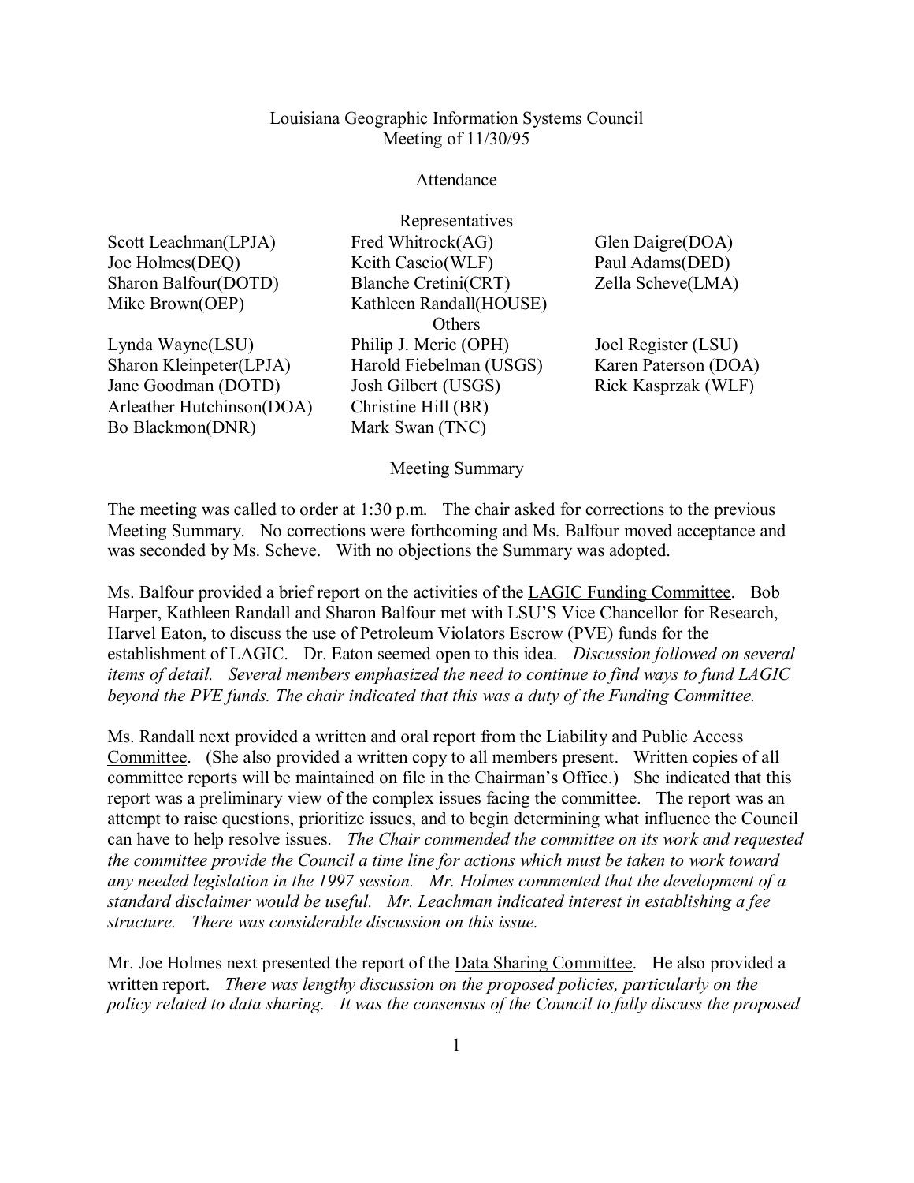# Louisiana Geographic Information Systems Council
## Meeting of 11/30/95

### Attendance

**Representatives**

| | | |
|---|---|---|
| Scott Leachman(LPJA) | Fred Whitrock(AG) | Glen Daigre(DOA) |
| Joe Holmes(DEQ) | Keith Cascio(WLF) | Paul Adams(DED) |
| Sharon Balfour(DOTD) | Blanche Cretini(CRT) | Zella Scheve(LMA) |
| Mike Brown(OEP) | Kathleen Randall(HOUSE) | |

**Others**

| | | |
|---|---|---|
| Lynda Wayne(LSU) | Philip J. Meric (OPH) | Joel Register (LSU) |
| Sharon Kleinpeter(LPJA) | Harold Fiebelman (USGS) | Karen Paterson (DOA) |
| Jane Goodman (DOTD) | Josh Gilbert (USGS) | Rick Kasprzak (WLF) |
| Arleather Hutchinson(DOA) | Christine Hill (BR) | |
| Bo Blackmon(DNR) | Mark Swan (TNC) | |

### Meeting Summary

The meeting was called to order at 1:30 p.m. The chair asked for corrections to the previous Meeting Summary. No corrections were forthcoming and Ms. Balfour moved acceptance and was seconded by Ms. Scheve. With no objections the Summary was adopted.

Ms. Balfour provided a brief report on the activities of the LAGIC Funding Committee. Bob Harper, Kathleen Randall and Sharon Balfour met with LSU'S Vice Chancellor for Research, Harvel Eaton, to discuss the use of Petroleum Violators Escrow (PVE) funds for the establishment of LAGIC. Dr. Eaton seemed open to this idea. *Discussion followed on several items of detail. Several members emphasized the need to continue to find ways to fund LAGIC beyond the PVE funds. The chair indicated that this was a duty of the Funding Committee.*

Ms. Randall next provided a written and oral report from the Liability and Public Access Committee. (She also provided a written copy to all members present. Written copies of all committee reports will be maintained on file in the Chairman's Office.) She indicated that this report was a preliminary view of the complex issues facing the committee. The report was an attempt to raise questions, prioritize issues, and to begin determining what influence the Council can have to help resolve issues. *The Chair commended the committee on its work and requested the committee provide the Council a time line for actions which must be taken to work toward any needed legislation in the 1997 session. Mr. Holmes commented that the development of a standard disclaimer would be useful. Mr. Leachman indicated interest in establishing a fee structure. There was considerable discussion on this issue.*

Mr. Joe Holmes next presented the report of the Data Sharing Committee. He also provided a written report. *There was lengthy discussion on the proposed policies, particularly on the policy related to data sharing. It was the consensus of the Council to fully discuss the proposed*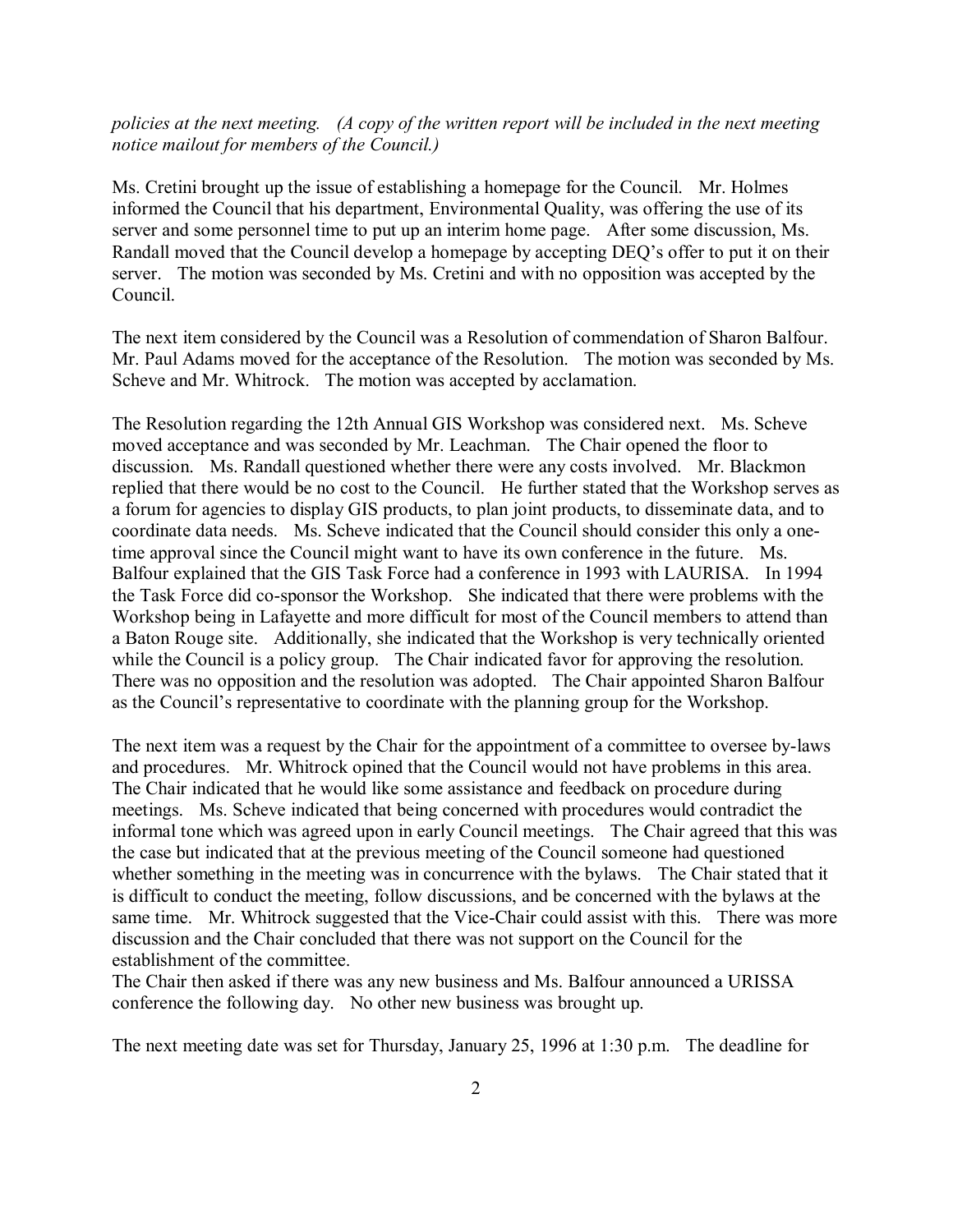*policies at the next meeting. (A copy of the written report will be included in the next meeting notice mailout for members of the Council.)*

Ms. Cretini brought up the issue of establishing a homepage for the Council. Mr. Holmes informed the Council that his department, Environmental Quality, was offering the use of its server and some personnel time to put up an interim home page. After some discussion, Ms. Randall moved that the Council develop a homepage by accepting DEQ's offer to put it on their server. The motion was seconded by Ms. Cretini and with no opposition was accepted by the Council.

The next item considered by the Council was a Resolution of commendation of Sharon Balfour. Mr. Paul Adams moved for the acceptance of the Resolution. The motion was seconded by Ms. Scheve and Mr. Whitrock. The motion was accepted by acclamation.

The Resolution regarding the 12th Annual GIS Workshop was considered next. Ms. Scheve moved acceptance and was seconded by Mr. Leachman. The Chair opened the floor to discussion. Ms. Randall questioned whether there were any costs involved. Mr. Blackmon replied that there would be no cost to the Council. He further stated that the Workshop serves as a forum for agencies to display GIS products, to plan joint products, to disseminate data, and to coordinate data needs. Ms. Scheve indicated that the Council should consider this only a one-time approval since the Council might want to have its own conference in the future. Ms. Balfour explained that the GIS Task Force had a conference in 1993 with LAURISA. In 1994 the Task Force did co-sponsor the Workshop. She indicated that there were problems with the Workshop being in Lafayette and more difficult for most of the Council members to attend than a Baton Rouge site. Additionally, she indicated that the Workshop is very technically oriented while the Council is a policy group. The Chair indicated favor for approving the resolution. There was no opposition and the resolution was adopted. The Chair appointed Sharon Balfour as the Council's representative to coordinate with the planning group for the Workshop.

The next item was a request by the Chair for the appointment of a committee to oversee by-laws and procedures. Mr. Whitrock opined that the Council would not have problems in this area. The Chair indicated that he would like some assistance and feedback on procedure during meetings. Ms. Scheve indicated that being concerned with procedures would contradict the informal tone which was agreed upon in early Council meetings. The Chair agreed that this was the case but indicated that at the previous meeting of the Council someone had questioned whether something in the meeting was in concurrence with the bylaws. The Chair stated that it is difficult to conduct the meeting, follow discussions, and be concerned with the bylaws at the same time. Mr. Whitrock suggested that the Vice-Chair could assist with this. There was more discussion and the Chair concluded that there was not support on the Council for the establishment of the committee.

The Chair then asked if there was any new business and Ms. Balfour announced a URISSA conference the following day. No other new business was brought up.

The next meeting date was set for Thursday, January 25, 1996 at 1:30 p.m. The deadline for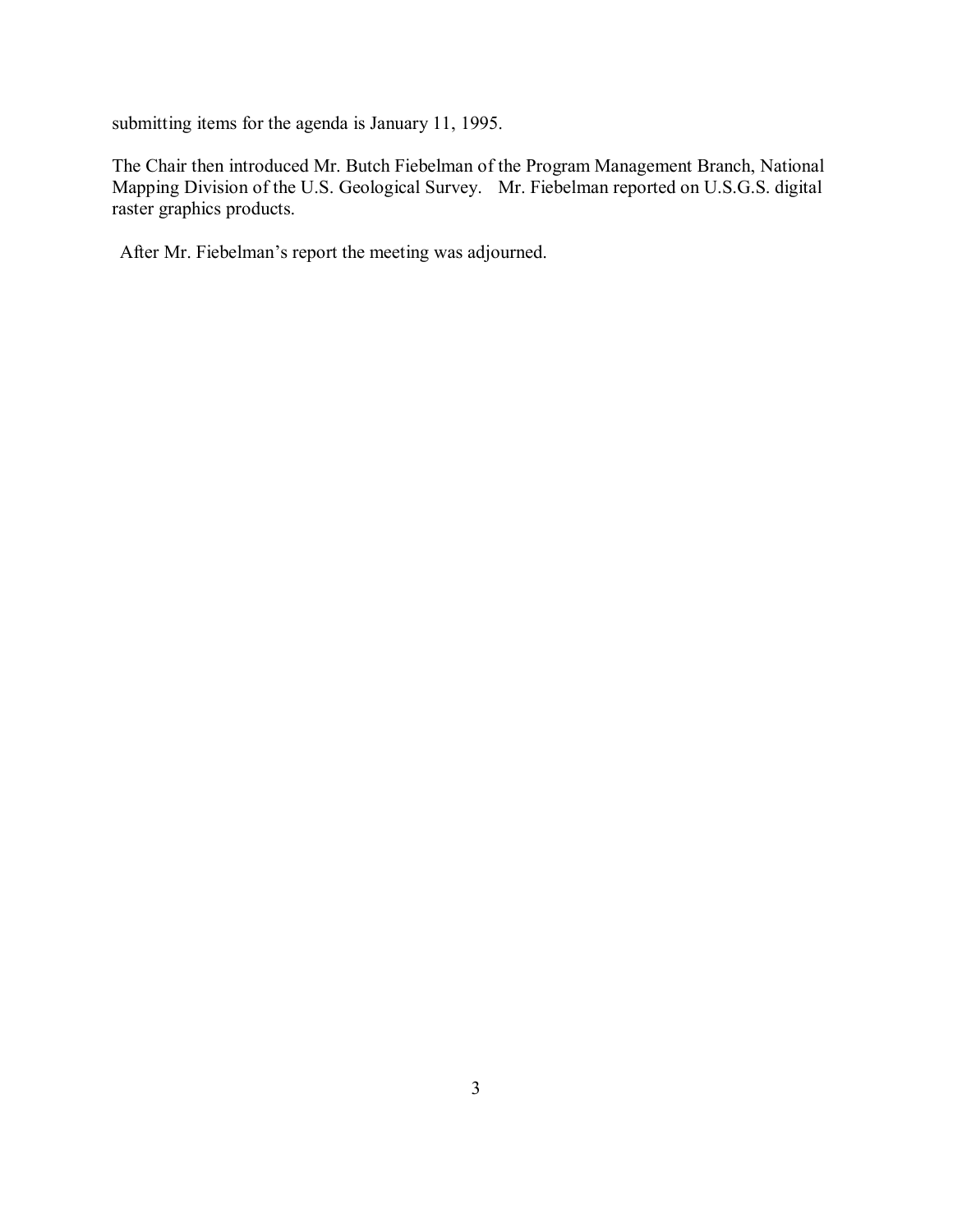submitting items for the agenda is January 11, 1995.

The Chair then introduced Mr. Butch Fiebelman of the Program Management Branch, National Mapping Division of the U.S. Geological Survey. Mr. Fiebelman reported on U.S.G.S. digital raster graphics products.

After Mr. Fiebelman's report the meeting was adjourned.